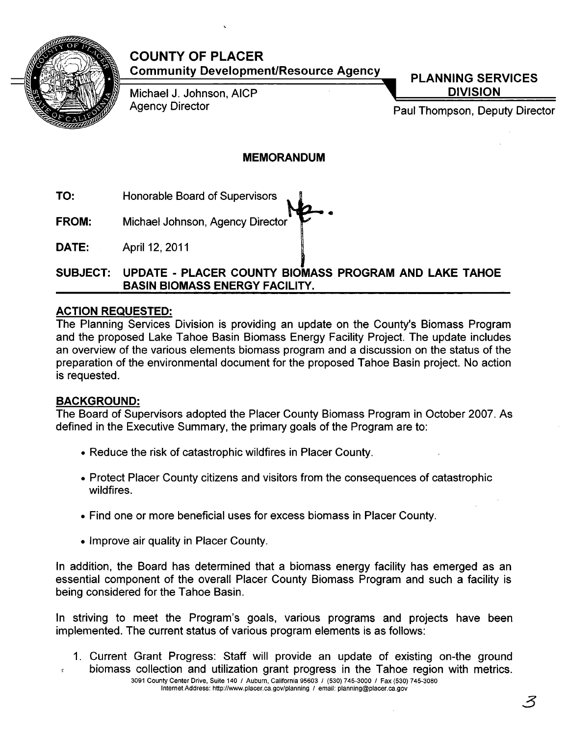# COUNTY OF PLACER

**Community Development/Resource Agency**

Michael J. Johnson, AICP
Agency Director

**PLANNING SERVICES DIVISION**

Paul Thompson, Deputy Director

## MEMORANDUM

**TO:** Honorable Board of Supervisors

**FROM:** Michael Johnson, Agency Director

**DATE:** April 12, 2011

**SUBJECT: UPDATE - PLACER COUNTY BIOMASS PROGRAM AND LAKE TAHOE BASIN BIOMASS ENERGY FACILITY.**

### ACTION REQUESTED:

The Planning Services Division is providing an update on the County's Biomass Program and the proposed Lake Tahoe Basin Biomass Energy Facility Project. The update includes an overview of the various elements biomass program and a discussion on the status of the preparation of the environmental document for the proposed Tahoe Basin project. No action is requested.

### BACKGROUND:

The Board of Supervisors adopted the Placer County Biomass Program in October 2007. As defined in the Executive Summary, the primary goals of the Program are to:

- Reduce the risk of catastrophic wildfires in Placer County.
- Protect Placer County citizens and visitors from the consequences of catastrophic wildfires.
- Find one or more beneficial uses for excess biomass in Placer County.
- Improve air quality in Placer County.

In addition, the Board has determined that a biomass energy facility has emerged as an essential component of the overall Placer County Biomass Program and such a facility is being considered for the Tahoe Basin.

In striving to meet the Program's goals, various programs and projects have been implemented. The current status of various program elements is as follows:

1. Current Grant Progress: Staff will provide an update of existing on-the ground biomass collection and utilization grant progress in the Tahoe region with metrics.

3091 County Center Drive, Suite 140 / Auburn, California 95603 / (530) 745-3000 / Fax (530) 745-3080
Internet Address: http://www.placer.ca.gov/planning / email: planning@placer.ca.gov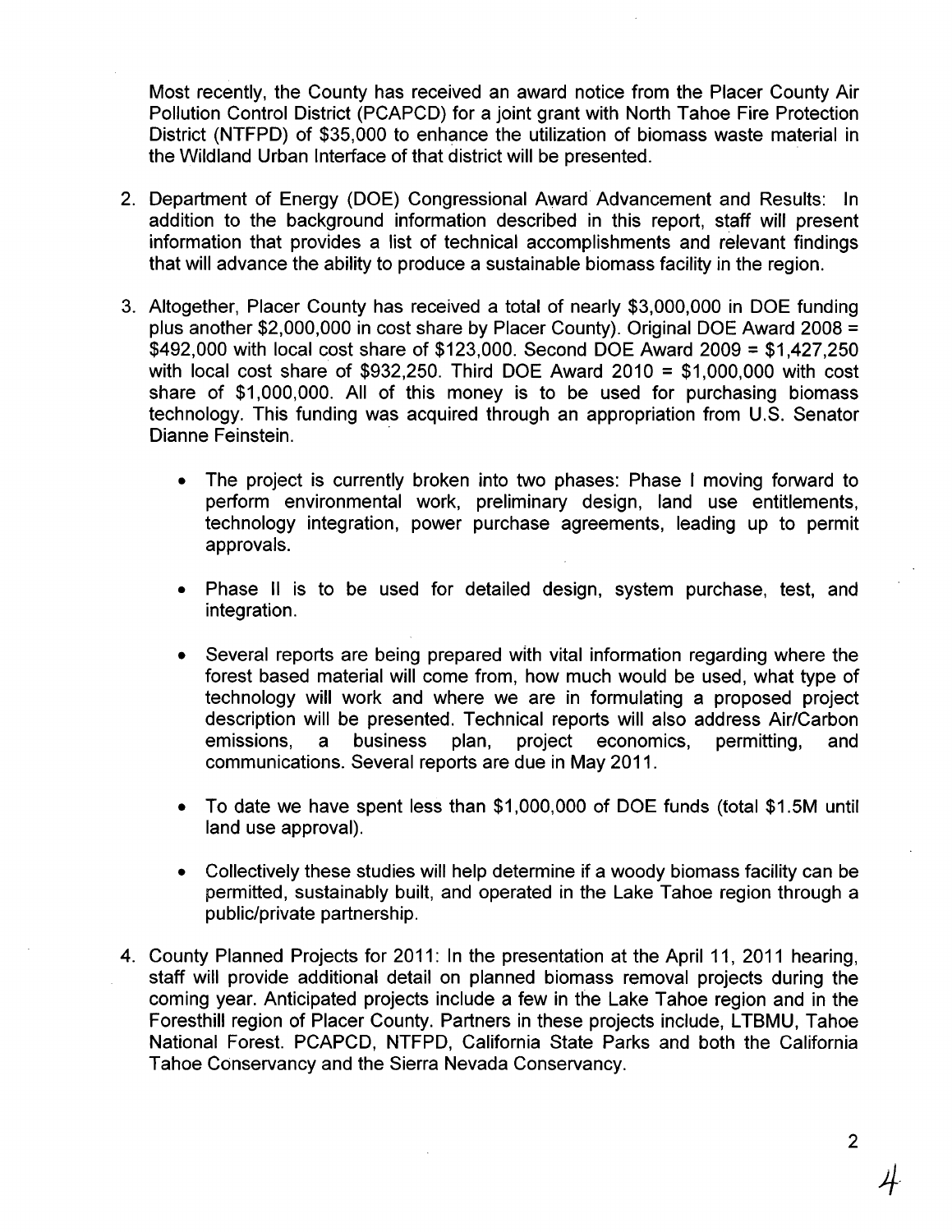Most recently, the County has received an award notice from the Placer County Air Pollution Control District (PCAPCD) for a joint grant with North Tahoe Fire Protection District (NTFPD) of $35,000 to enhance the utilization of biomass waste material in the Wildland Urban Interface of that district will be presented.

2. Department of Energy (DOE) Congressional Award Advancement and Results: In addition to the background information described in this report, staff will present information that provides a list of technical accomplishments and relevant findings that will advance the ability to produce a sustainable biomass facility in the region.

3. Altogether, Placer County has received a total of nearly $3,000,000 in DOE funding plus another $2,000,000 in cost share by Placer County). Original DOE Award 2008 = $492,000 with local cost share of $123,000. Second DOE Award 2009 = $1,427,250 with local cost share of $932,250. Third DOE Award 2010 = $1,000,000 with cost share of $1,000,000. All of this money is to be used for purchasing biomass technology. This funding was acquired through an appropriation from U.S. Senator Dianne Feinstein.

    - The project is currently broken into two phases: Phase I moving forward to perform environmental work, preliminary design, land use entitlements, technology integration, power purchase agreements, leading up to permit approvals.

    - Phase II is to be used for detailed design, system purchase, test, and integration.

    - Several reports are being prepared with vital information regarding where the forest based material will come from, how much would be used, what type of technology will work and where we are in formulating a proposed project description will be presented. Technical reports will also address Air/Carbon emissions, a business plan, project economics, permitting, and communications. Several reports are due in May 2011.

    - To date we have spent less than $1,000,000 of DOE funds (total $1.5M until land use approval).

    - Collectively these studies will help determine if a woody biomass facility can be permitted, sustainably built, and operated in the Lake Tahoe region through a public/private partnership.

4. County Planned Projects for 2011: In the presentation at the April 11, 2011 hearing, staff will provide additional detail on planned biomass removal projects during the coming year. Anticipated projects include a few in the Lake Tahoe region and in the Foresthill region of Placer County. Partners in these projects include, LTBMU, Tahoe National Forest. PCAPCD, NTFPD, California State Parks and both the California Tahoe Conservancy and the Sierra Nevada Conservancy.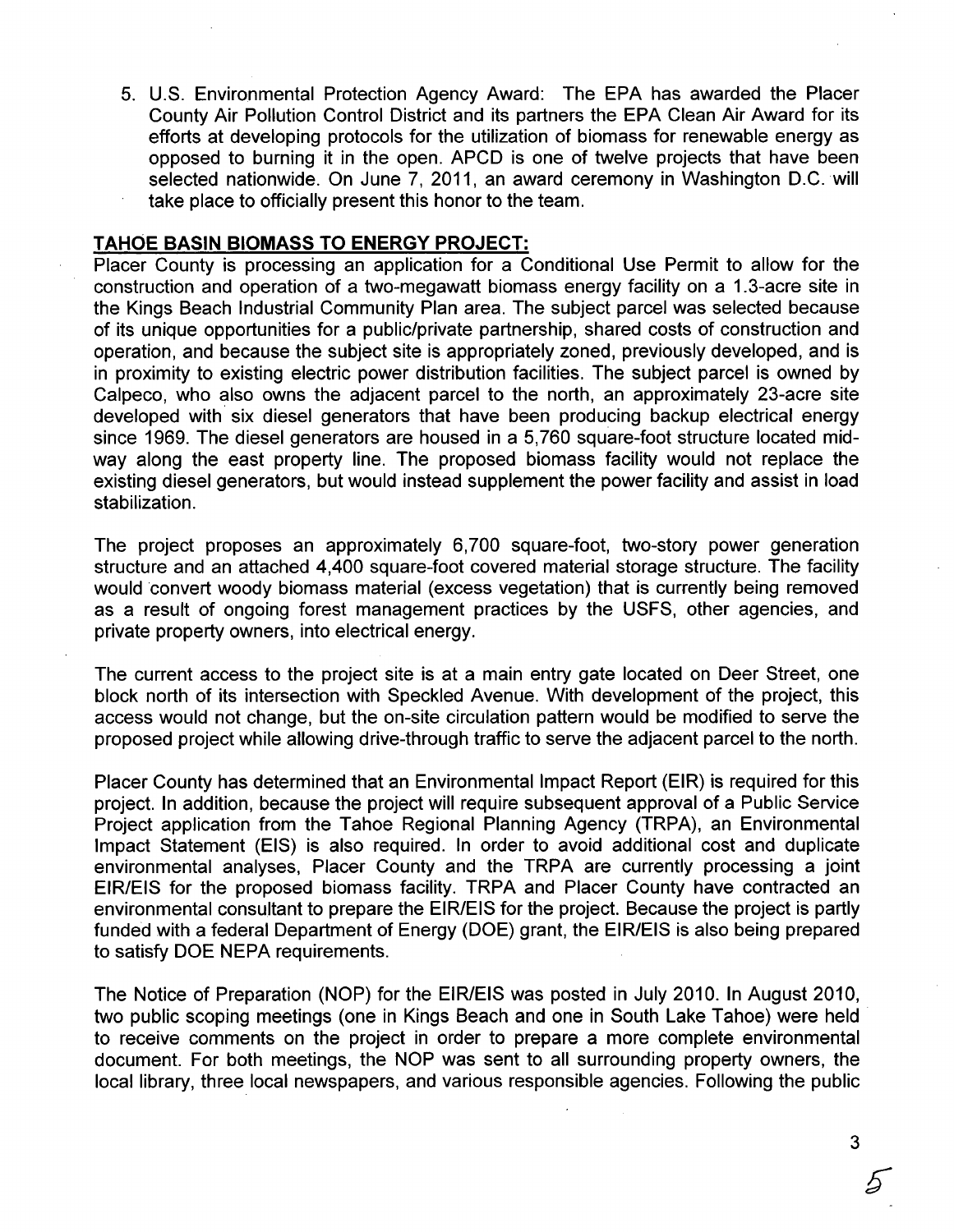5. U.S. Environmental Protection Agency Award: The EPA has awarded the Placer County Air Pollution Control District and its partners the EPA Clean Air Award for its efforts at developing protocols for the utilization of biomass for renewable energy as opposed to burning it in the open. APCD is one of twelve projects that have been selected nationwide. On June 7, 2011, an award ceremony in Washington D.C. will take place to officially present this honor to the team.

**TAHOE BASIN BIOMASS TO ENERGY PROJECT:**

Placer County is processing an application for a Conditional Use Permit to allow for the construction and operation of a two-megawatt biomass energy facility on a 1.3-acre site in the Kings Beach Industrial Community Plan area. The subject parcel was selected because of its unique opportunities for a public/private partnership, shared costs of construction and operation, and because the subject site is appropriately zoned, previously developed, and is in proximity to existing electric power distribution facilities. The subject parcel is owned by Calpeco, who also owns the adjacent parcel to the north, an approximately 23-acre site developed with six diesel generators that have been producing backup electrical energy since 1969. The diesel generators are housed in a 5,760 square-foot structure located mid-way along the east property line. The proposed biomass facility would not replace the existing diesel generators, but would instead supplement the power facility and assist in load stabilization.

The project proposes an approximately 6,700 square-foot, two-story power generation structure and an attached 4,400 square-foot covered material storage structure. The facility would convert woody biomass material (excess vegetation) that is currently being removed as a result of ongoing forest management practices by the USFS, other agencies, and private property owners, into electrical energy.

The current access to the project site is at a main entry gate located on Deer Street, one block north of its intersection with Speckled Avenue. With development of the project, this access would not change, but the on-site circulation pattern would be modified to serve the proposed project while allowing drive-through traffic to serve the adjacent parcel to the north.

Placer County has determined that an Environmental Impact Report (EIR) is required for this project. In addition, because the project will require subsequent approval of a Public Service Project application from the Tahoe Regional Planning Agency (TRPA), an Environmental Impact Statement (EIS) is also required. In order to avoid additional cost and duplicate environmental analyses, Placer County and the TRPA are currently processing a joint EIR/EIS for the proposed biomass facility. TRPA and Placer County have contracted an environmental consultant to prepare the EIR/EIS for the project. Because the project is partly funded with a federal Department of Energy (DOE) grant, the EIR/EIS is also being prepared to satisfy DOE NEPA requirements.

The Notice of Preparation (NOP) for the EIR/EIS was posted in July 2010. In August 2010, two public scoping meetings (one in Kings Beach and one in South Lake Tahoe) were held to receive comments on the project in order to prepare a more complete environmental document. For both meetings, the NOP was sent to all surrounding property owners, the local library, three local newspapers, and various responsible agencies. Following the public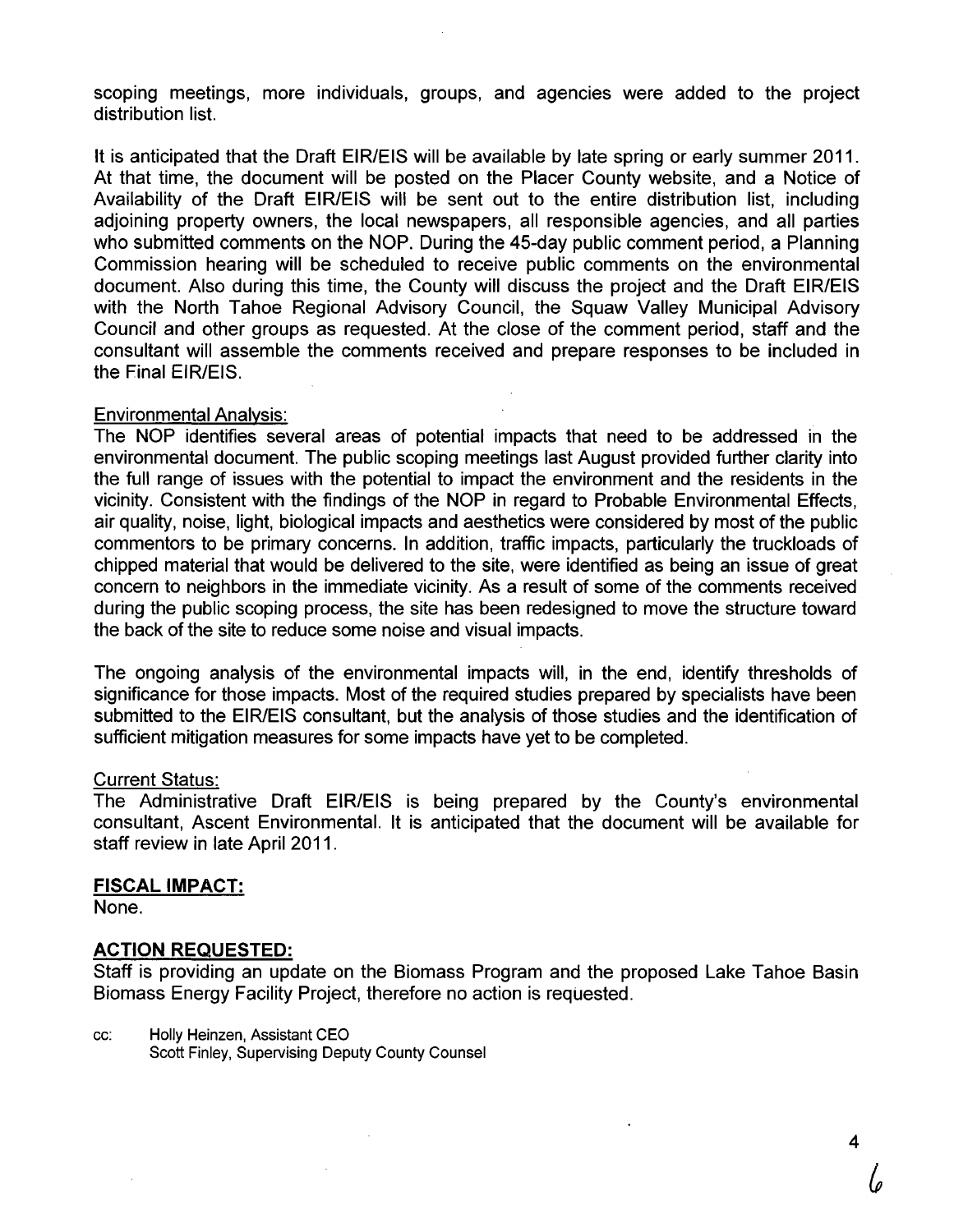scoping meetings, more individuals, groups, and agencies were added to the project distribution list.

It is anticipated that the Draft EIR/EIS will be available by late spring or early summer 2011. At that time, the document will be posted on the Placer County website, and a Notice of Availability of the Draft EIR/EIS will be sent out to the entire distribution list, including adjoining property owners, the local newspapers, all responsible agencies, and all parties who submitted comments on the NOP. During the 45-day public comment period, a Planning Commission hearing will be scheduled to receive public comments on the environmental document. Also during this time, the County will discuss the project and the Draft EIR/EIS with the North Tahoe Regional Advisory Council, the Squaw Valley Municipal Advisory Council and other groups as requested. At the close of the comment period, staff and the consultant will assemble the comments received and prepare responses to be included in the Final EIR/EIS.

Environmental Analysis:

The NOP identifies several areas of potential impacts that need to be addressed in the environmental document. The public scoping meetings last August provided further clarity into the full range of issues with the potential to impact the environment and the residents in the vicinity. Consistent with the findings of the NOP in regard to Probable Environmental Effects, air quality, noise, light, biological impacts and aesthetics were considered by most of the public commentors to be primary concerns. In addition, traffic impacts, particularly the truckloads of chipped material that would be delivered to the site, were identified as being an issue of great concern to neighbors in the immediate vicinity. As a result of some of the comments received during the public scoping process, the site has been redesigned to move the structure toward the back of the site to reduce some noise and visual impacts.

The ongoing analysis of the environmental impacts will, in the end, identify thresholds of significance for those impacts. Most of the required studies prepared by specialists have been submitted to the EIR/EIS consultant, but the analysis of those studies and the identification of sufficient mitigation measures for some impacts have yet to be completed.

Current Status:

The Administrative Draft EIR/EIS is being prepared by the County's environmental consultant, Ascent Environmental. It is anticipated that the document will be available for staff review in late April 2011.

**FISCAL IMPACT:**

None.

**ACTION REQUESTED:**

Staff is providing an update on the Biomass Program and the proposed Lake Tahoe Basin Biomass Energy Facility Project, therefore no action is requested.

cc: Holly Heinzen, Assistant CEO
Scott Finley, Supervising Deputy County Counsel